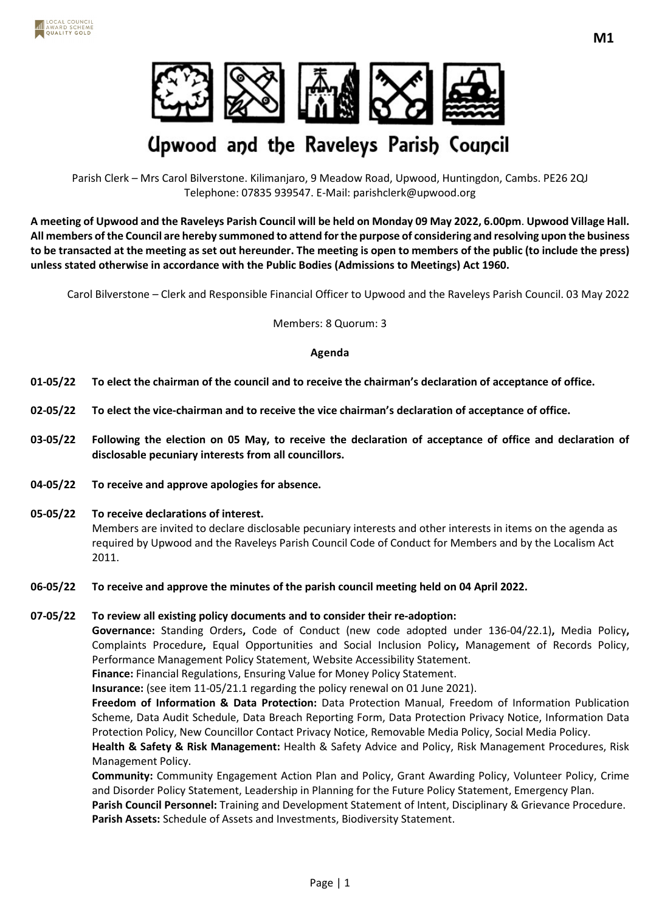M1

# Upwood and the Raveleys Parish Council

Parish Clerk – Mrs Carol Bilverstone. Kilimanjaro, 9 Meadow Road, Upwood, Huntingdon, Cambs. PE26 2QJ
Telephone: 07835 939547. E-Mail: parishclerk@upwood.org

**A meeting of Upwood and the Raveleys Parish Council will be held on Monday 09 May 2022, 6.00pm. Upwood Village Hall. All members of the Council are hereby summoned to attend for the purpose of considering and resolving upon the business to be transacted at the meeting as set out hereunder. The meeting is open to members of the public (to include the press) unless stated otherwise in accordance with the Public Bodies (Admissions to Meetings) Act 1960.**

Carol Bilverstone – Clerk and Responsible Financial Officer to Upwood and the Raveleys Parish Council. 03 May 2022

Members: 8 Quorum: 3

## Agenda

**01-05/22 To elect the chairman of the council and to receive the chairman's declaration of acceptance of office.**

**02-05/22 To elect the vice-chairman and to receive the vice chairman's declaration of acceptance of office.**

**03-05/22 Following the election on 05 May, to receive the declaration of acceptance of office and declaration of disclosable pecuniary interests from all councillors.**

**04-05/22 To receive and approve apologies for absence.**

**05-05/22 To receive declarations of interest.**
Members are invited to declare disclosable pecuniary interests and other interests in items on the agenda as required by Upwood and the Raveleys Parish Council Code of Conduct for Members and by the Localism Act 2011.

**06-05/22 To receive and approve the minutes of the parish council meeting held on 04 April 2022.**

**07-05/22 To review all existing policy documents and to consider their re-adoption:**
**Governance:** Standing Orders**,** Code of Conduct (new code adopted under 136-04/22.1)**,** Media Policy**,** Complaints Procedure**,** Equal Opportunities and Social Inclusion Policy**,** Management of Records Policy, Performance Management Policy Statement, Website Accessibility Statement.
**Finance:** Financial Regulations, Ensuring Value for Money Policy Statement.
**Insurance:** (see item 11-05/21.1 regarding the policy renewal on 01 June 2021).
**Freedom of Information & Data Protection:** Data Protection Manual, Freedom of Information Publication Scheme, Data Audit Schedule, Data Breach Reporting Form, Data Protection Privacy Notice, Information Data Protection Policy, New Councillor Contact Privacy Notice, Removable Media Policy, Social Media Policy.
**Health & Safety & Risk Management:** Health & Safety Advice and Policy, Risk Management Procedures, Risk Management Policy.
**Community:** Community Engagement Action Plan and Policy, Grant Awarding Policy, Volunteer Policy, Crime and Disorder Policy Statement, Leadership in Planning for the Future Policy Statement, Emergency Plan.
**Parish Council Personnel:** Training and Development Statement of Intent, Disciplinary & Grievance Procedure.
**Parish Assets:** Schedule of Assets and Investments, Biodiversity Statement.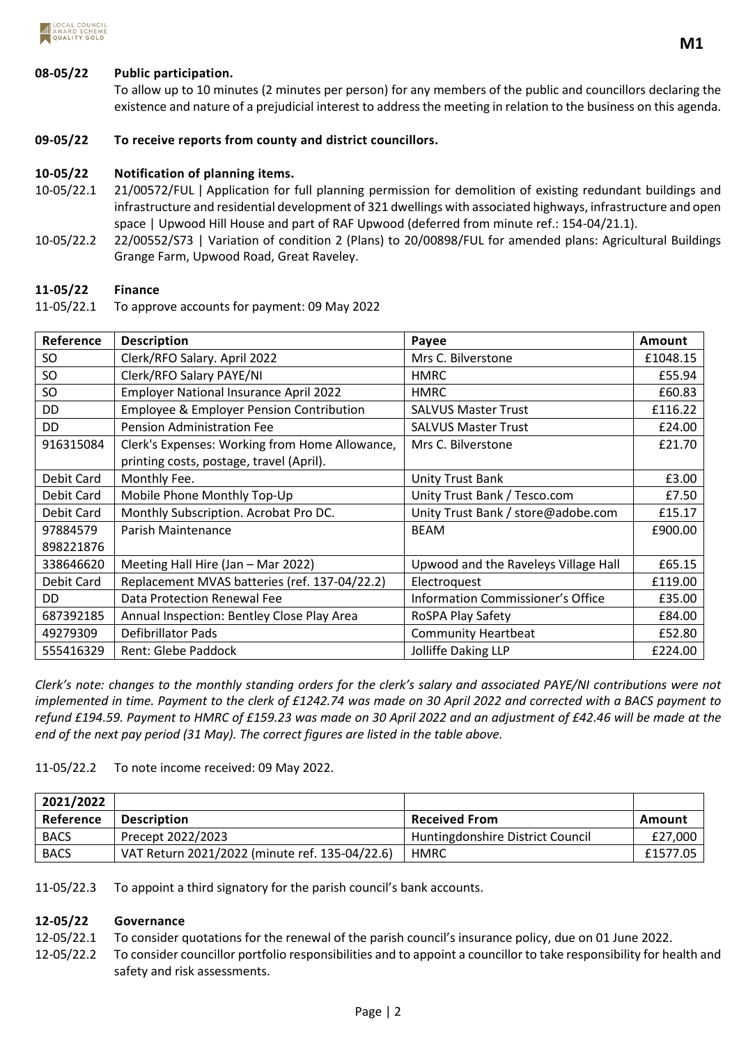**08-05/22 Public participation.**

To allow up to 10 minutes (2 minutes per person) for any members of the public and councillors declaring the existence and nature of a prejudicial interest to address the meeting in relation to the business on this agenda.

**09-05/22 To receive reports from county and district councillors.**

**10-05/22 Notification of planning items.**

10-05/22.1 21/00572/FUL | Application for full planning permission for demolition of existing redundant buildings and infrastructure and residential development of 321 dwellings with associated highways, infrastructure and open space | Upwood Hill House and part of RAF Upwood (deferred from minute ref.: 154-04/21.1).

10-05/22.2 22/00552/S73 | Variation of condition 2 (Plans) to 20/00898/FUL for amended plans: Agricultural Buildings Grange Farm, Upwood Road, Great Raveley.

**11-05/22 Finance**

11-05/22.1 To approve accounts for payment: 09 May 2022

| Reference | Description | Payee | Amount |
|---|---|---|---|
| SO | Clerk/RFO Salary. April 2022 | Mrs C. Bilverstone | £1048.15 |
| SO | Clerk/RFO Salary PAYE/NI | HMRC | £55.94 |
| SO | Employer National Insurance April 2022 | HMRC | £60.83 |
| DD | Employee & Employer Pension Contribution | SALVUS Master Trust | £116.22 |
| DD | Pension Administration Fee | SALVUS Master Trust | £24.00 |
| 916315084 | Clerk's Expenses: Working from Home Allowance, printing costs, postage, travel (April). | Mrs C. Bilverstone | £21.70 |
| Debit Card | Monthly Fee. | Unity Trust Bank | £3.00 |
| Debit Card | Mobile Phone Monthly Top-Up | Unity Trust Bank / Tesco.com | £7.50 |
| Debit Card | Monthly Subscription. Acrobat Pro DC. | Unity Trust Bank / store@adobe.com | £15.17 |
| 97884579 898221876 | Parish Maintenance | BEAM | £900.00 |
| 338646620 | Meeting Hall Hire (Jan – Mar 2022) | Upwood and the Raveleys Village Hall | £65.15 |
| Debit Card | Replacement MVAS batteries (ref. 137-04/22.2) | Electroquest | £119.00 |
| DD | Data Protection Renewal Fee | Information Commissioner's Office | £35.00 |
| 687392185 | Annual Inspection: Bentley Close Play Area | RoSPA Play Safety | £84.00 |
| 49279309 | Defibrillator Pads | Community Heartbeat | £52.80 |
| 555416329 | Rent: Glebe Paddock | Jolliffe Daking LLP | £224.00 |

*Clerk's note: changes to the monthly standing orders for the clerk's salary and associated PAYE/NI contributions were not implemented in time. Payment to the clerk of £1242.74 was made on 30 April 2022 and corrected with a BACS payment to refund £194.59. Payment to HMRC of £159.23 was made on 30 April 2022 and an adjustment of £42.46 will be made at the end of the next pay period (31 May). The correct figures are listed in the table above.*

11-05/22.2 To note income received: 09 May 2022.

| 2021/2022 | | | |
|---|---|---|---|
| **Reference** | **Description** | **Received From** | **Amount** |
| BACS | Precept 2022/2023 | Huntingdonshire District Council | £27,000 |
| BACS | VAT Return 2021/2022 (minute ref. 135-04/22.6) | HMRC | £1577.05 |

11-05/22.3 To appoint a third signatory for the parish council's bank accounts.

**12-05/22 Governance**

12-05/22.1 To consider quotations for the renewal of the parish council's insurance policy, due on 01 June 2022.

12-05/22.2 To consider councillor portfolio responsibilities and to appoint a councillor to take responsibility for health and safety and risk assessments.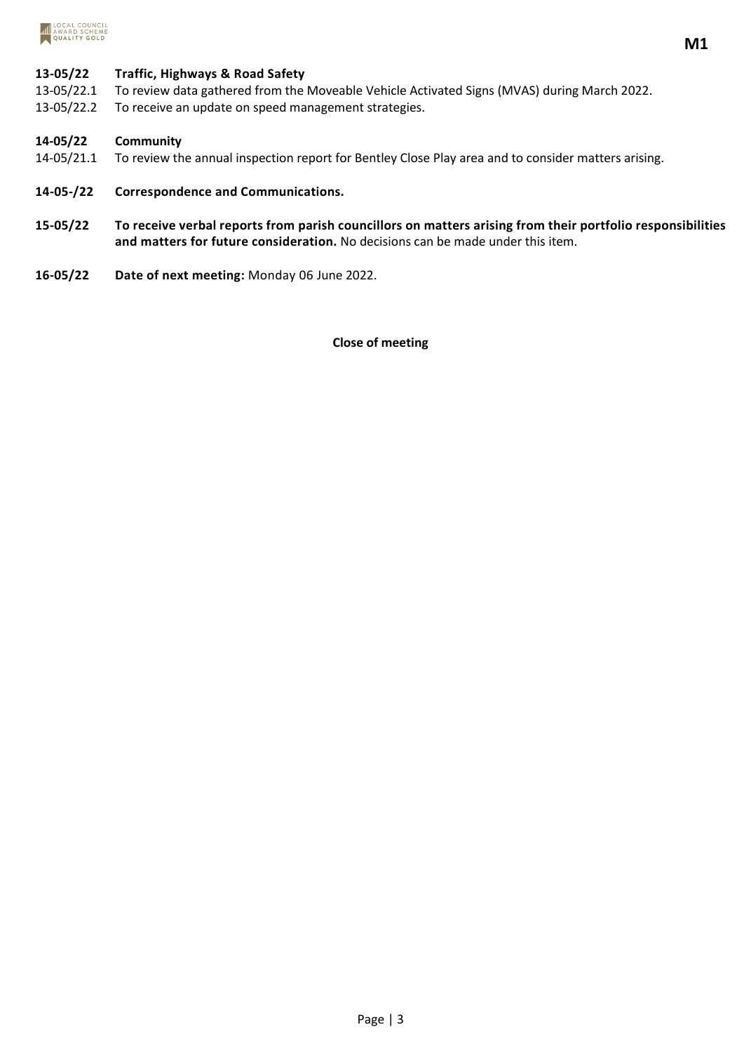**M1**

**13-05/22 Traffic, Highways & Road Safety**

13-05/22.1 To review data gathered from the Moveable Vehicle Activated Signs (MVAS) during March 2022.

13-05/22.2 To receive an update on speed management strategies.

**14-05/22 Community**

14-05/21.1 To review the annual inspection report for Bentley Close Play area and to consider matters arising.

**14-05-/22 Correspondence and Communications.**

**15-05/22 To receive verbal reports from parish councillors on matters arising from their portfolio responsibilities and matters for future consideration.** No decisions can be made under this item.

**16-05/22 Date of next meeting:** Monday 06 June 2022.

**Close of meeting**